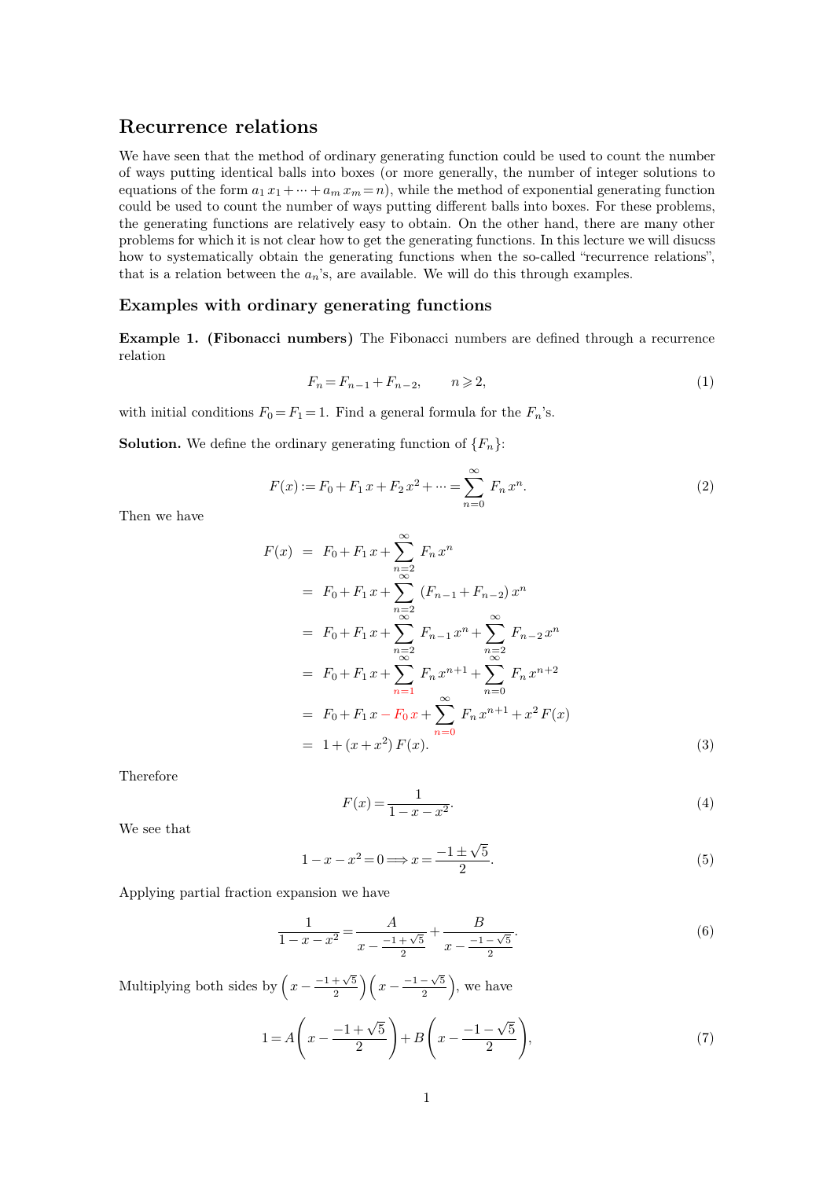## Recurrence relations

We have seen that the method of ordinary generating function could be used to count the number of ways putting identical balls into boxes (or more generally, the number of integer solutions to equations of the form $a_1 x_1 + \cdots + a_m x_m = n$), while the method of exponential generating function could be used to count the number of ways putting different balls into boxes. For these problems, the generating functions are relatively easy to obtain. On the other hand, there are many other problems for which it is not clear how to get the generating functions. In this lecture we will disucss how to systematically obtain the generating functions when the so-called "recurrence relations", that is a relation between the $a_n$'s, are available. We will do this through examples.

### Examples with ordinary generating functions

**Example 1. (Fibonacci numbers)** The Fibonacci numbers are defined through a recurrence relation

$$F_n = F_{n-1} + F_{n-2}, \qquad n \geqslant 2, \tag{1}$$

with initial conditions $F_0 = F_1 = 1$. Find a general formula for the $F_n$'s.

**Solution.** We define the ordinary generating function of $\{F_n\}$:

$$F(x) := F_0 + F_1 x + F_2 x^2 + \cdots = \sum_{n=0}^{\infty} F_n x^n. \tag{2}$$

Then we have

$$\begin{aligned}
F(x) &= F_0 + F_1 x + \sum_{n=2}^{\infty} F_n x^n \\
&= F_0 + F_1 x + \sum_{n=2}^{\infty} (F_{n-1} + F_{n-2}) x^n \\
&= F_0 + F_1 x + \sum_{n=2}^{\infty} F_{n-1} x^n + \sum_{n=2}^{\infty} F_{n-2} x^n \\
&= F_0 + F_1 x + \sum_{n=1}^{\infty} F_n x^{n+1} + \sum_{n=0}^{\infty} F_n x^{n+2} \\
&= F_0 + F_1 x - F_0 x + \sum_{n=0}^{\infty} F_n x^{n+1} + x^2 F(x) \\
&= 1 + (x + x^2) F(x).
\end{aligned} \tag{3}$$

Therefore

$$F(x) = \frac{1}{1 - x - x^2}. \tag{4}$$

We see that

$$1 - x - x^2 = 0 \Longrightarrow x = \frac{-1 \pm \sqrt{5}}{2}. \tag{5}$$

Applying partial fraction expansion we have

$$\frac{1}{1 - x - x^2} = \frac{A}{x - \frac{-1 + \sqrt{5}}{2}} + \frac{B}{x - \frac{-1 - \sqrt{5}}{2}}. \tag{6}$$

Multiplying both sides by $\left(x - \frac{-1 + \sqrt{5}}{2}\right)\left(x - \frac{-1 - \sqrt{5}}{2}\right)$, we have

$$1 = A\left(x - \frac{-1 + \sqrt{5}}{2}\right) + B\left(x - \frac{-1 - \sqrt{5}}{2}\right), \tag{7}$$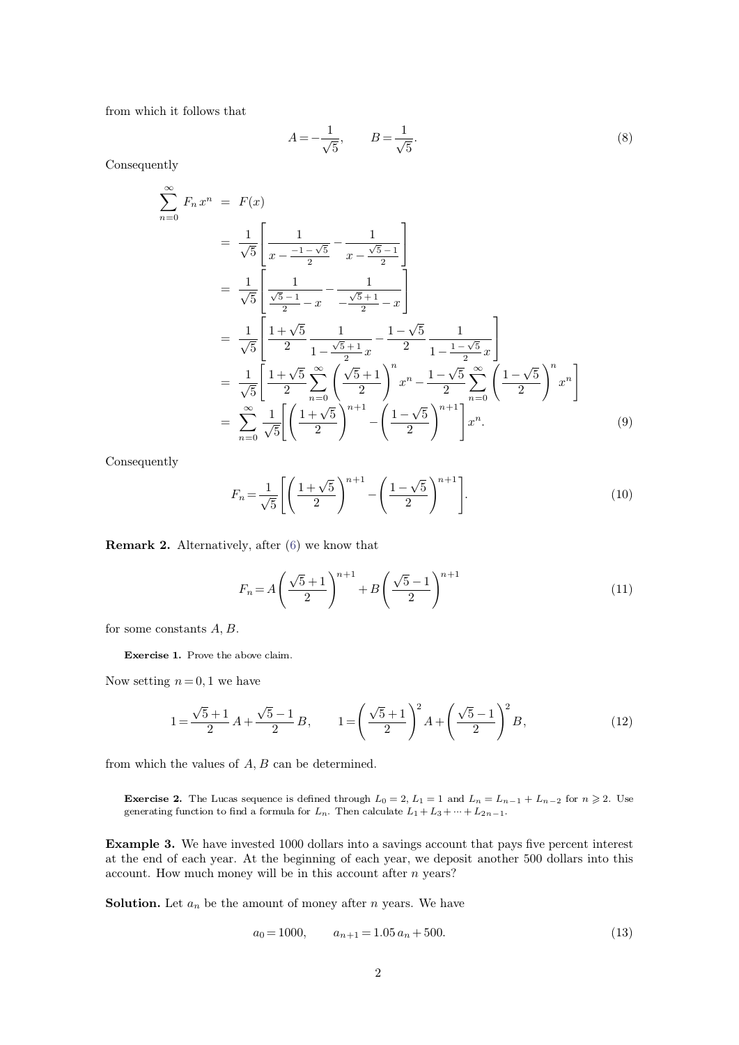from which it follows that

$$A = -\frac{1}{\sqrt{5}}, \qquad B = \frac{1}{\sqrt{5}}. \tag{8}$$

Consequently

$$\begin{aligned}
\sum_{n=0}^{\infty} F_n x^n &= F(x) \\
&= \frac{1}{\sqrt{5}} \left[ \frac{1}{x - \frac{-1-\sqrt{5}}{2}} - \frac{1}{x - \frac{\sqrt{5}-1}{2}} \right] \\
&= \frac{1}{\sqrt{5}} \left[ \frac{1}{\frac{\sqrt{5}-1}{2} - x} - \frac{1}{-\frac{\sqrt{5}+1}{2} - x} \right] \\
&= \frac{1}{\sqrt{5}} \left[ \frac{1+\sqrt{5}}{2} \frac{1}{1 - \frac{\sqrt{5}+1}{2} x} - \frac{1-\sqrt{5}}{2} \frac{1}{1 - \frac{1-\sqrt{5}}{2} x} \right] \\
&= \frac{1}{\sqrt{5}} \left[ \frac{1+\sqrt{5}}{2} \sum_{n=0}^{\infty} \left( \frac{\sqrt{5}+1}{2} \right)^n x^n - \frac{1-\sqrt{5}}{2} \sum_{n=0}^{\infty} \left( \frac{1-\sqrt{5}}{2} \right)^n x^n \right] \\
&= \sum_{n=0}^{\infty} \frac{1}{\sqrt{5}} \left[ \left( \frac{1+\sqrt{5}}{2} \right)^{n+1} - \left( \frac{1-\sqrt{5}}{2} \right)^{n+1} \right] x^n.
\end{aligned} \tag{9}$$

Consequently

$$F_n = \frac{1}{\sqrt{5}} \left[ \left( \frac{1+\sqrt{5}}{2} \right)^{n+1} - \left( \frac{1-\sqrt{5}}{2} \right)^{n+1} \right]. \tag{10}$$

**Remark 2.** Alternatively, after (6) we know that

$$F_n = A \left( \frac{\sqrt{5}+1}{2} \right)^{n+1} + B \left( \frac{\sqrt{5}-1}{2} \right)^{n+1} \tag{11}$$

for some constants $A, B$.

**Exercise 1.** Prove the above claim.

Now setting $n = 0, 1$ we have

$$1 = \frac{\sqrt{5}+1}{2} A + \frac{\sqrt{5}-1}{2} B, \qquad 1 = \left( \frac{\sqrt{5}+1}{2} \right)^2 A + \left( \frac{\sqrt{5}-1}{2} \right)^2 B, \tag{12}$$

from which the values of $A, B$ can be determined.

**Exercise 2.** The Lucas sequence is defined through $L_0 = 2$, $L_1 = 1$ and $L_n = L_{n-1} + L_{n-2}$ for $n \geqslant 2$. Use generating function to find a formula for $L_n$. Then calculate $L_1 + L_3 + \cdots + L_{2n-1}$.

**Example 3.** We have invested 1000 dollars into a savings account that pays five percent interest at the end of each year. At the beginning of each year, we deposit another 500 dollars into this account. How much money will be in this account after $n$ years?

**Solution.** Let $a_n$ be the amount of money after $n$ years. We have

$$a_0 = 1000, \qquad a_{n+1} = 1.05\, a_n + 500. \tag{13}$$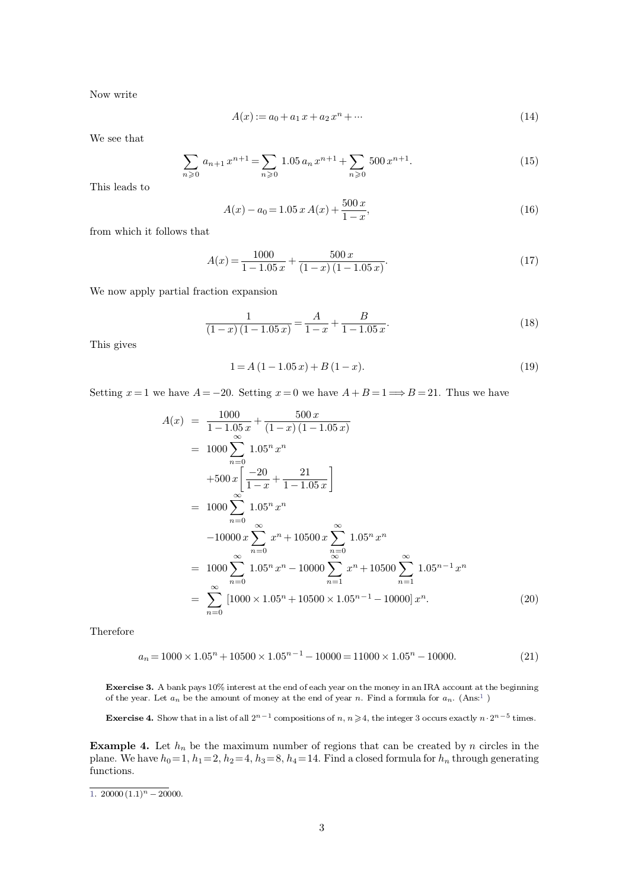Now write

$$A(x) := a_0 + a_1 x + a_2 x^n + \cdots \tag{14}$$

We see that

$$\sum_{n \geqslant 0} a_{n+1} x^{n+1} = \sum_{n \geqslant 0} 1.05\, a_n x^{n+1} + \sum_{n \geqslant 0} 500\, x^{n+1}. \tag{15}$$

This leads to

$$A(x) - a_0 = 1.05\, x\, A(x) + \frac{500\, x}{1 - x}, \tag{16}$$

from which it follows that

$$A(x) = \frac{1000}{1 - 1.05\, x} + \frac{500\, x}{(1 - x)\,(1 - 1.05\, x)}. \tag{17}$$

We now apply partial fraction expansion

$$\frac{1}{(1 - x)\,(1 - 1.05\, x)} = \frac{A}{1 - x} + \frac{B}{1 - 1.05\, x}. \tag{18}$$

This gives

$$1 = A\,(1 - 1.05\, x) + B\,(1 - x). \tag{19}$$

Setting $x = 1$ we have $A = -20$. Setting $x = 0$ we have $A + B = 1 \Longrightarrow B = 21$. Thus we have

$$\begin{aligned}
A(x) &= \frac{1000}{1 - 1.05\, x} + \frac{500\, x}{(1 - x)\,(1 - 1.05\, x)} \\
&= 1000 \sum_{n=0}^{\infty} 1.05^n x^n \\
&\quad + 500\, x \left[ \frac{-20}{1 - x} + \frac{21}{1 - 1.05\, x} \right] \\
&= 1000 \sum_{n=0}^{\infty} 1.05^n x^n \\
&\quad - 10000\, x \sum_{n=0}^{\infty} x^n + 10500\, x \sum_{n=0}^{\infty} 1.05^n x^n \\
&= 1000 \sum_{n=0}^{\infty} 1.05^n x^n - 10000 \sum_{n=1}^{\infty} x^n + 10500 \sum_{n=1}^{\infty} 1.05^{n-1} x^n \\
&= \sum_{n=0}^{\infty} \left[ 1000 \times 1.05^n + 10500 \times 1.05^{n-1} - 10000 \right] x^n.
\end{aligned} \tag{20}$$

Therefore

$$a_n = 1000 \times 1.05^n + 10500 \times 1.05^{n-1} - 10000 = 11000 \times 1.05^n - 10000. \tag{21}$$

**Exercise 3.** A bank pays 10% interest at the end of each year on the money in an IRA account at the beginning of the year. Let $a_n$ be the amount of money at the end of year $n$. Find a formula for $a_n$. (Ans:[1] )

**Exercise 4.** Show that in a list of all $2^{n-1}$ compositions of $n$, $n \geqslant 4$, the integer 3 occurs exactly $n \cdot 2^{n-5}$ times.

**Example 4.** Let $h_n$ be the maximum number of regions that can be created by $n$ circles in the plane. We have $h_0 = 1$, $h_1 = 2$, $h_2 = 4$, $h_3 = 8$, $h_4 = 14$. Find a closed formula for $h_n$ through generating functions.

---

1. $20000\,(1.1)^n - 20000$.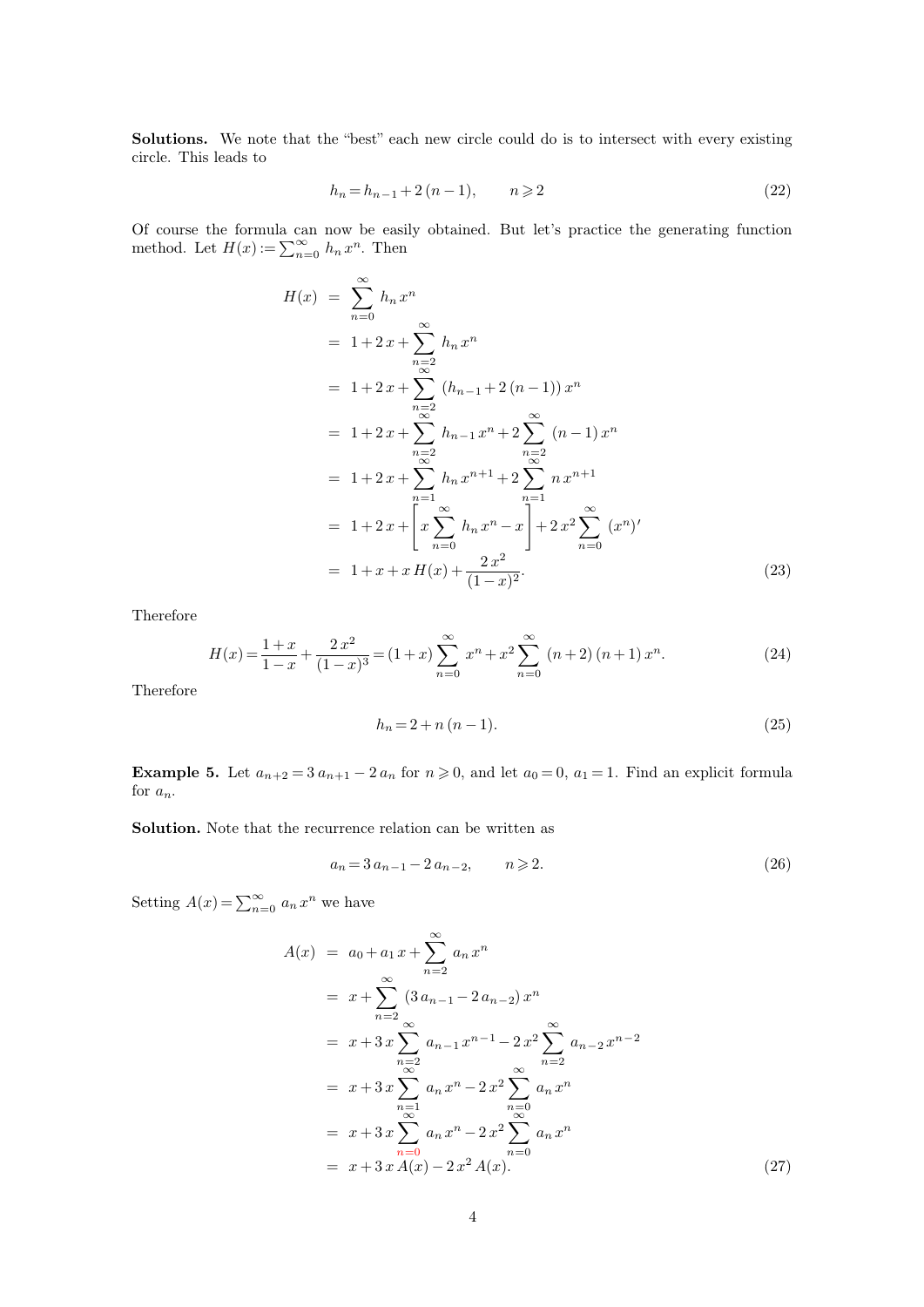**Solutions.** We note that the "best" each new circle could do is to intersect with every existing circle. This leads to

$$h_n = h_{n-1} + 2\,(n-1), \qquad n \geqslant 2 \tag{22}$$

Of course the formula can now be easily obtained. But let's practice the generating function method. Let $H(x) := \sum_{n=0}^{\infty} h_n\, x^n$. Then

$$\begin{aligned}
H(x) &= \sum_{n=0}^{\infty} h_n\, x^n \\
&= 1 + 2\,x + \sum_{n=2}^{\infty} h_n\, x^n \\
&= 1 + 2\,x + \sum_{n=2}^{\infty} (h_{n-1} + 2\,(n-1))\, x^n \\
&= 1 + 2\,x + \sum_{n=2}^{\infty} h_{n-1}\, x^n + 2 \sum_{n=2}^{\infty} (n-1)\, x^n \\
&= 1 + 2\,x + \sum_{n=1}^{\infty} h_n\, x^{n+1} + 2 \sum_{n=1}^{\infty} n\, x^{n+1} \\
&= 1 + 2\,x + \left[ x \sum_{n=0}^{\infty} h_n\, x^n - x \right] + 2\,x^2 \sum_{n=0}^{\infty} (x^n)' \\
&= 1 + x + x\, H(x) + \frac{2\,x^2}{(1-x)^2}.
\end{aligned} \tag{23}$$

Therefore

$$H(x) = \frac{1+x}{1-x} + \frac{2\,x^2}{(1-x)^3} = (1+x) \sum_{n=0}^{\infty} x^n + x^2 \sum_{n=0}^{\infty} (n+2)\,(n+1)\, x^n. \tag{24}$$

Therefore

$$h_n = 2 + n\,(n-1). \tag{25}$$

**Example 5.** Let $a_{n+2} = 3\,a_{n+1} - 2\,a_n$ for $n \geqslant 0$, and let $a_0 = 0$, $a_1 = 1$. Find an explicit formula for $a_n$.

**Solution.** Note that the recurrence relation can be written as

$$a_n = 3\,a_{n-1} - 2\,a_{n-2}, \qquad n \geqslant 2. \tag{26}$$

Setting $A(x) = \sum_{n=0}^{\infty} a_n\, x^n$ we have

$$\begin{aligned}
A(x) &= a_0 + a_1\, x + \sum_{n=2}^{\infty} a_n\, x^n \\
&= x + \sum_{n=2}^{\infty} (3\,a_{n-1} - 2\,a_{n-2})\, x^n \\
&= x + 3\,x \sum_{n=2}^{\infty} a_{n-1}\, x^{n-1} - 2\,x^2 \sum_{n=2}^{\infty} a_{n-2}\, x^{n-2} \\
&= x + 3\,x \sum_{n=1}^{\infty} a_n\, x^n - 2\,x^2 \sum_{n=0}^{\infty} a_n\, x^n \\
&= x + 3\,x \sum_{n=0}^{\infty} a_n\, x^n - 2\,x^2 \sum_{n=0}^{\infty} a_n\, x^n \\
&= x + 3\,x\, A(x) - 2\,x^2\, A(x).
\end{aligned} \tag{27}$$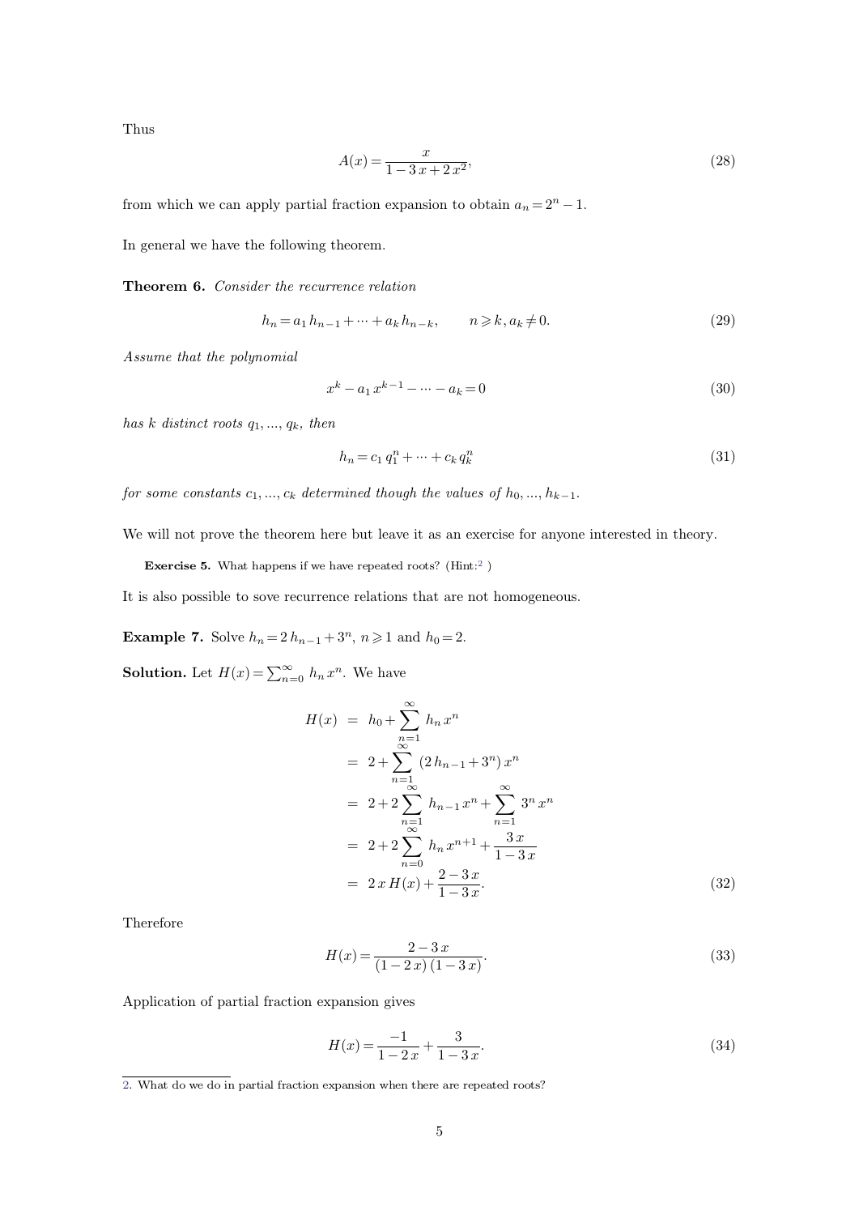Thus

$$A(x) = \frac{x}{1 - 3x + 2x^2}, \tag{28}$$

from which we can apply partial fraction expansion to obtain $a_n = 2^n - 1$.

In general we have the following theorem.

**Theorem 6.** *Consider the recurrence relation*

$$h_n = a_1 h_{n-1} + \cdots + a_k h_{n-k}, \qquad n \geqslant k, a_k \neq 0. \tag{29}$$

*Assume that the polynomial*

$$x^k - a_1 x^{k-1} - \cdots - a_k = 0 \tag{30}$$

*has $k$ distinct roots $q_1, \ldots, q_k$, then*

$$h_n = c_1 q_1^n + \cdots + c_k q_k^n \tag{31}$$

*for some constants $c_1, \ldots, c_k$ determined though the values of $h_0, \ldots, h_{k-1}$.*

We will not prove the theorem here but leave it as an exercise for anyone interested in theory.

**Exercise 5.** What happens if we have repeated roots? (Hint:[2] )

It is also possible to sove recurrence relations that are not homogeneous.

**Example 7.** Solve $h_n = 2h_{n-1} + 3^n$, $n \geqslant 1$ and $h_0 = 2$.

**Solution.** Let $H(x) = \sum_{n=0}^{\infty} h_n x^n$. We have

$$\begin{aligned} H(x) &= h_0 + \sum_{n=1}^{\infty} h_n x^n \\ &= 2 + \sum_{n=1}^{\infty} (2h_{n-1} + 3^n) x^n \\ &= 2 + 2\sum_{n=1}^{\infty} h_{n-1} x^n + \sum_{n=1}^{\infty} 3^n x^n \\ &= 2 + 2\sum_{n=0}^{\infty} h_n x^{n+1} + \frac{3x}{1 - 3x} \\ &= 2x H(x) + \frac{2 - 3x}{1 - 3x}. \end{aligned} \tag{32}$$

Therefore

$$H(x) = \frac{2 - 3x}{(1 - 2x)(1 - 3x)}. \tag{33}$$

Application of partial fraction expansion gives

$$H(x) = \frac{-1}{1 - 2x} + \frac{3}{1 - 3x}. \tag{34}$$

2. What do we do in partial fraction expansion when there are repeated roots?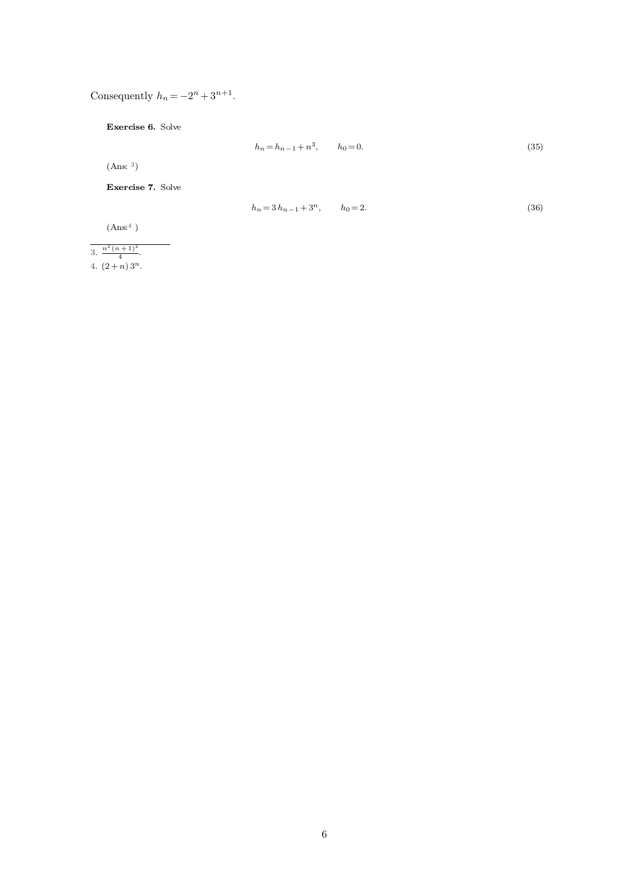Consequently $h_n = -2^n + 3^{n+1}$.

**Exercise 6.** Solve

$$h_n = h_{n-1} + n^3, \qquad h_0 = 0. \tag{35}$$

(Ans: [3])

**Exercise 7.** Solve

$$h_n = 3\,h_{n-1} + 3^n, \qquad h_0 = 2. \tag{36}$$

(Ans:[4] )

---

3. $\frac{n^2\,(n+1)^2}{4}$.

4. $(2+n)\,3^n$.